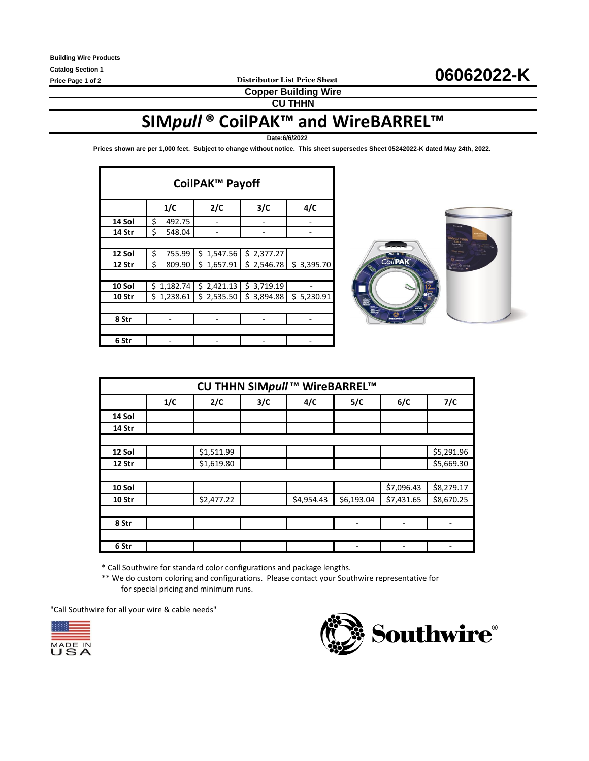Building Wire Products
Catalog Section 1
Price Page 1 of 2

**Distributor List Price Sheet**

# 06062022-K

## Copper Building Wire

### CU THHN

# SIM*pull* ® CoilPAK™ and WireBARREL™

Date:6/6/2022

**Prices shown are per 1,000 feet. Subject to change without notice. This sheet supersedes Sheet 05242022-K dated May 24th, 2022.**

| CoilPAK™ Payoff | | | | |
|---|---|---|---|---|
| | 1/C | 2/C | 3/C | 4/C |
| 14 Sol | $ 492.75 | - | - | - |
| 14 Str | $ 548.04 | - | - | - |
| | | | | |
| 12 Sol | $ 755.99 | $ 1,547.56 | $ 2,377.27 | |
| 12 Str | $ 809.90 | $ 1,657.91 | $ 2,546.78 | $ 3,395.70 |
| | | | | |
| 10 Sol | $ 1,182.74 | $ 2,421.13 | $ 3,719.19 | - |
| 10 Str | $ 1,238.61 | $ 2,535.50 | $ 3,894.88 | $ 5,230.91 |
| | | | | |
| 8 Str | - | - | - | - |
| | | | | |
| 6 Str | - | - | - | - |

| CU THHN SIM*pull* ™ WireBARREL™ | | | | | | | |
|---|---|---|---|---|---|---|---|
| | 1/C | 2/C | 3/C | 4/C | 5/C | 6/C | 7/C |
| 14 Sol | | | | | | | |
| 14 Str | | | | | | | |
| | | | | | | | |
| 12 Sol | | $1,511.99 | | | | | $5,291.96 |
| 12 Str | | $1,619.80 | | | | | $5,669.30 |
| | | | | | | | |
| 10 Sol | | | | | | $7,096.43 | $8,279.17 |
| 10 Str | | $2,477.22 | | $4,954.43 | $6,193.04 | $7,431.65 | $8,670.25 |
| | | | | | | | |
| 8 Str | | | | | - | - | - |
| | | | | | | | |
| 6 Str | | | | | - | - | - |

\* Call Southwire for standard color configurations and package lengths.

\*\* We do custom coloring and configurations. Please contact your Southwire representative for for special pricing and minimum runs.

"Call Southwire for all your wire & cable needs"

MADE IN USA

Southwire®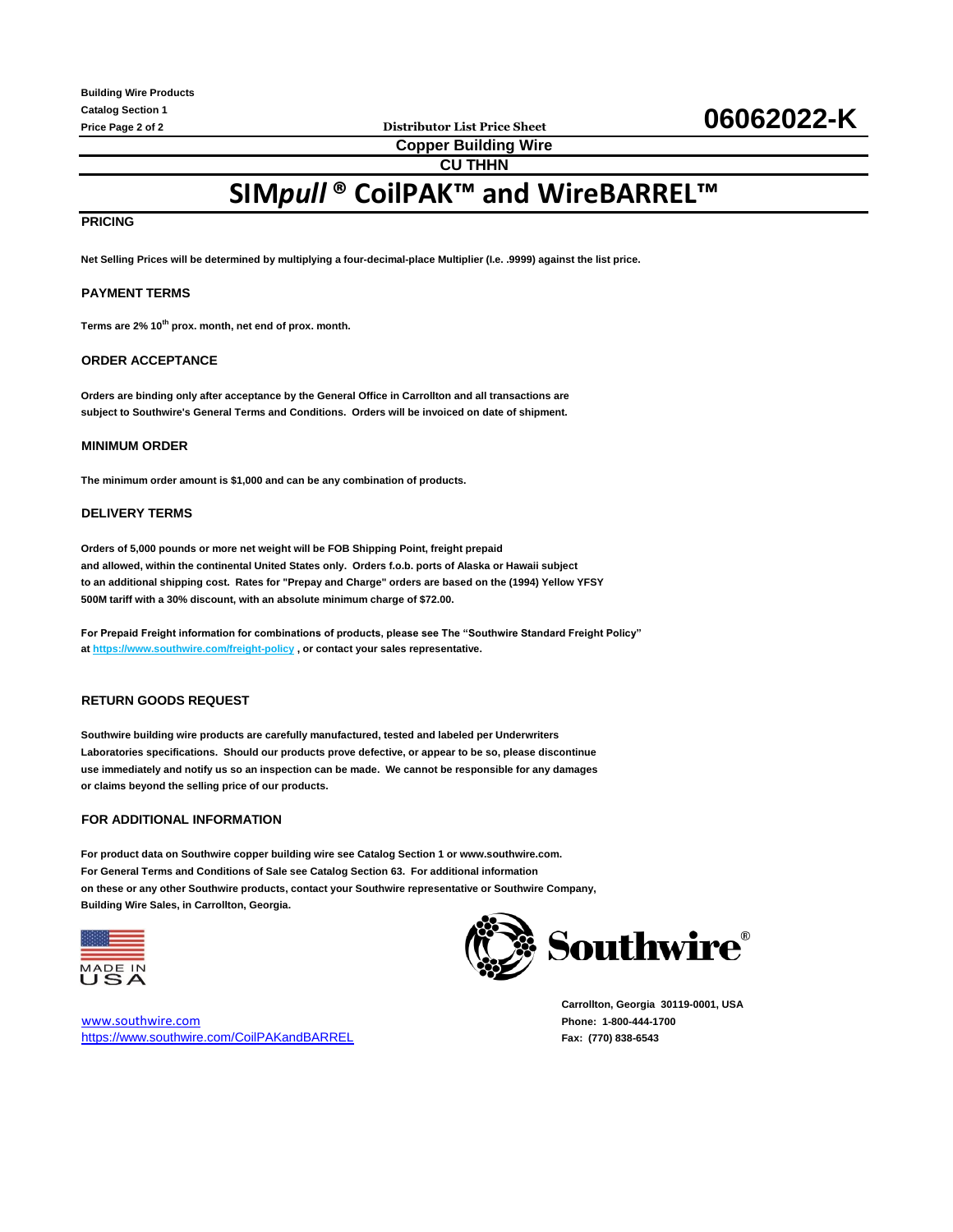Building Wire Products
Catalog Section 1

Distributor List Price Sheet

**06062022-K**

**Copper Building Wire**

**CU THHN**

# SIM*pull* ® CoilPAK™ and WireBARREL™

## PRICING

**Net Selling Prices will be determined by multiplying a four-decimal-place Multiplier (I.e. .9999) against the list price.**

## PAYMENT TERMS

**Terms are 2% 10th prox. month, net end of prox. month.**

## ORDER ACCEPTANCE

**Orders are binding only after acceptance by the General Office in Carrollton and all transactions are subject to Southwire's General Terms and Conditions. Orders will be invoiced on date of shipment.**

## MINIMUM ORDER

**The minimum order amount is $1,000 and can be any combination of products.**

## DELIVERY TERMS

**Orders of 5,000 pounds or more net weight will be FOB Shipping Point, freight prepaid and allowed, within the continental United States only. Orders f.o.b. ports of Alaska or Hawaii subject to an additional shipping cost. Rates for "Prepay and Charge" orders are based on the (1994) Yellow YFSY 500M tariff with a 30% discount, with an absolute minimum charge of $72.00.**

**For Prepaid Freight information for combinations of products, please see The "Southwire Standard Freight Policy" at https://www.southwire.com/freight-policy , or contact your sales representative.**

## RETURN GOODS REQUEST

**Southwire building wire products are carefully manufactured, tested and labeled per Underwriters Laboratories specifications. Should our products prove defective, or appear to be so, please discontinue use immediately and notify us so an inspection can be made. We cannot be responsible for any damages or claims beyond the selling price of our products.**

## FOR ADDITIONAL INFORMATION

**For product data on Southwire copper building wire see Catalog Section 1 or www.southwire.com. For General Terms and Conditions of Sale see Catalog Section 63. For additional information on these or any other Southwire products, contact your Southwire representative or Southwire Company, Building Wire Sales, in Carrollton, Georgia.**

MADE IN USA

Southwire®

**Carrollton, Georgia 30119-0001, USA**
**Phone: 1-800-444-1700**
**Fax: (770) 838-6543**

www.southwire.com
https://www.southwire.com/CoilPAKandBARREL